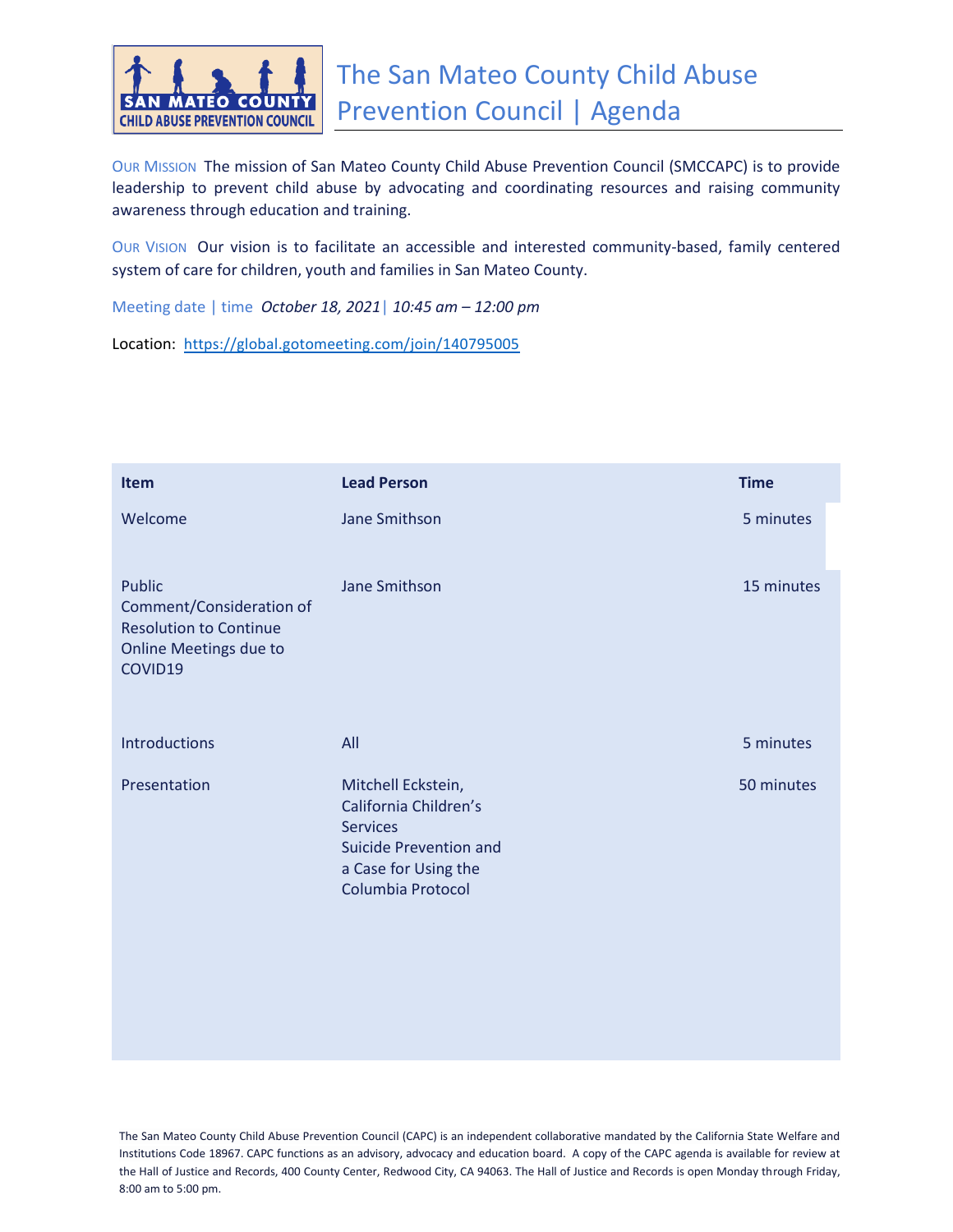# The San Mateo County Child Abuse Prevention Council | Agenda

OUR MISSION The mission of San Mateo County Child Abuse Prevention Council (SMCCAPC) is to provide leadership to prevent child abuse by advocating and coordinating resources and raising community awareness through education and training.

OUR VISION Our vision is to facilitate an accessible and interested community-based, family centered system of care for children, youth and families in San Mateo County.

Meeting date | time *October 18, 2021| 10:45 am – 12:00 pm*

Location: https://global.gotomeeting.com/join/140795005

| Item | Lead Person | Time |
|---|---|---|
| Welcome | Jane Smithson | 5 minutes |
| Public Comment/Consideration of Resolution to Continue Online Meetings due to COVID19 | Jane Smithson | 15 minutes |
| Introductions | All | 5 minutes |
| Presentation | Mitchell Eckstein, California Children's Services<br>Suicide Prevention and a Case for Using the Columbia Protocol | 50 minutes |

The San Mateo County Child Abuse Prevention Council (CAPC) is an independent collaborative mandated by the California State Welfare and Institutions Code 18967. CAPC functions as an advisory, advocacy and education board. A copy of the CAPC agenda is available for review at the Hall of Justice and Records, 400 County Center, Redwood City, CA 94063. The Hall of Justice and Records is open Monday through Friday, 8:00 am to 5:00 pm.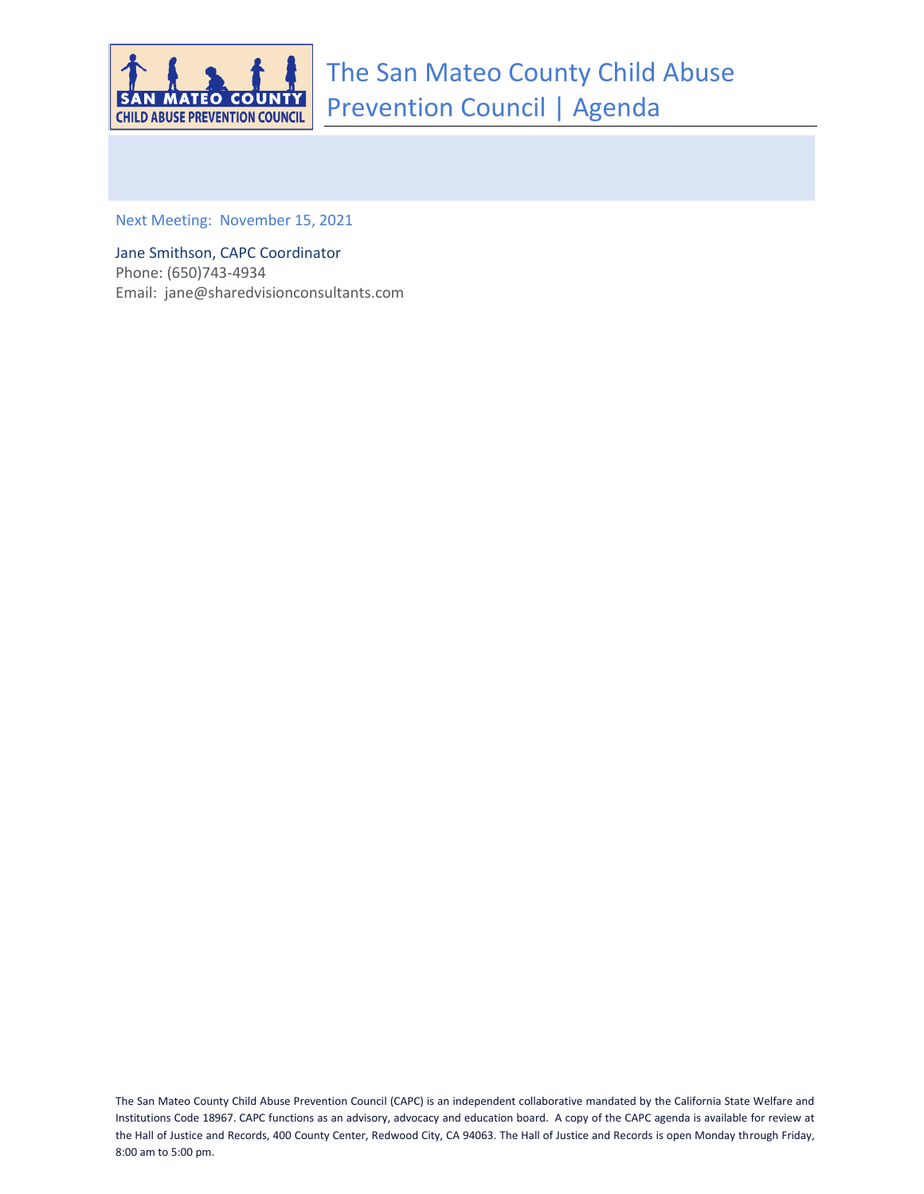# The San Mateo County Child Abuse Prevention Council | Agenda

Next Meeting: November 15, 2021

Jane Smithson, CAPC Coordinator
Phone: (650)743-4934
Email: jane@sharedvisionconsultants.com

The San Mateo County Child Abuse Prevention Council (CAPC) is an independent collaborative mandated by the California State Welfare and Institutions Code 18967. CAPC functions as an advisory, advocacy and education board. A copy of the CAPC agenda is available for review at the Hall of Justice and Records, 400 County Center, Redwood City, CA 94063. The Hall of Justice and Records is open Monday through Friday, 8:00 am to 5:00 pm.